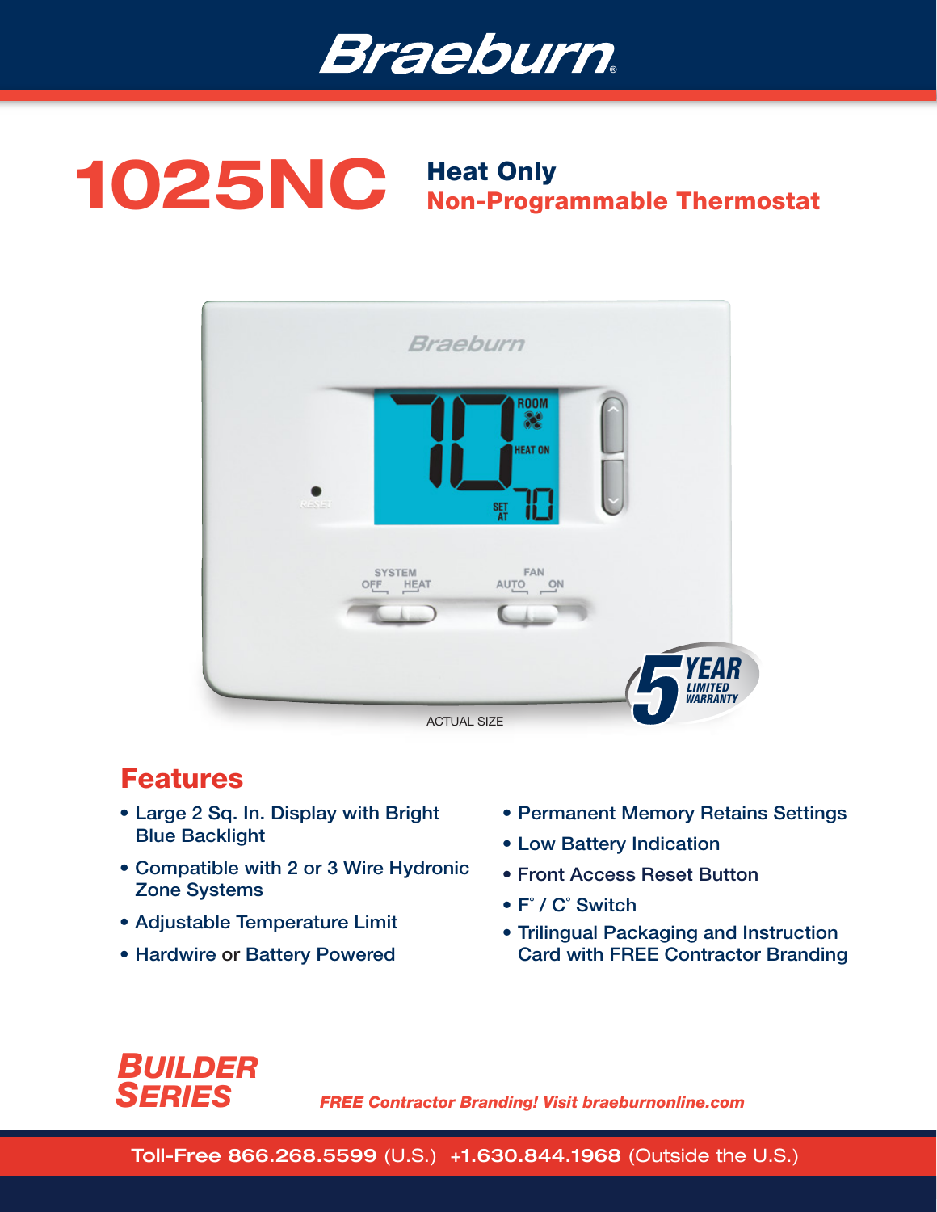# Braeburn

# 1025NC

## Heat Only
## Non-Programmable Thermostat

ACTUAL SIZE

5 YEAR LIMITED WARRANTY

## Features

- Large 2 Sq. In. Display with Bright Blue Backlight
- Compatible with 2 or 3 Wire Hydronic Zone Systems
- Adjustable Temperature Limit
- Hardwire or Battery Powered
- Permanent Memory Retains Settings
- Low Battery Indication
- Front Access Reset Button
- F° / C° Switch
- Trilingual Packaging and Instruction Card with FREE Contractor Branding

***BUILDER SERIES***

*FREE Contractor Branding! Visit braeburnonline.com*

Toll-Free 866.268.5599 (U.S.) +1.630.844.1968 (Outside the U.S.)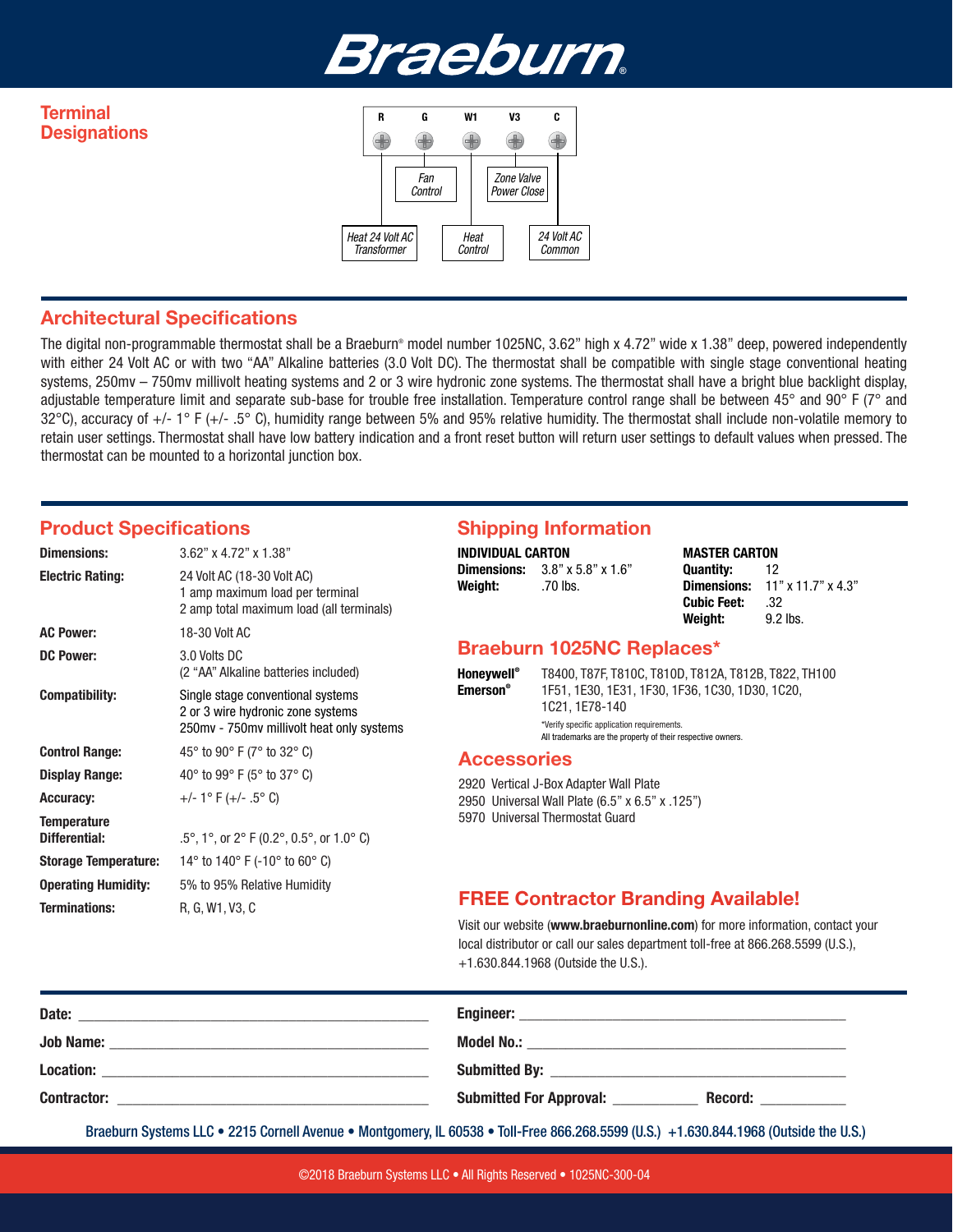# Braeburn

## Terminal Designations

R — Heat 24 Volt AC Transformer
G — Fan Control
W1 — Heat Control
V3 — Zone Valve Power Close
C — 24 Volt AC Common

## Architectural Specifications

The digital non-programmable thermostat shall be a Braeburn® model number 1025NC, 3.62" high x 4.72" wide x 1.38" deep, powered independently with either 24 Volt AC or with two "AA" Alkaline batteries (3.0 Volt DC). The thermostat shall be compatible with single stage conventional heating systems, 250mv – 750mv millivolt heating systems and 2 or 3 wire hydronic zone systems. The thermostat shall have a bright blue backlight display, adjustable temperature limit and separate sub-base for trouble free installation. Temperature control range shall be between 45° and 90° F (7° and 32°C), accuracy of +/- 1° F (+/- .5° C), humidity range between 5% and 95% relative humidity. The thermostat shall include non-volatile memory to retain user settings. Thermostat shall have low battery indication and a front reset button will return user settings to default values when pressed. The thermostat can be mounted to a horizontal junction box.

## Product Specifications

| | |
|---|---|
| **Dimensions:** | 3.62" x 4.72" x 1.38" |
| **Electric Rating:** | 24 Volt AC (18-30 Volt AC)<br>1 amp maximum load per terminal<br>2 amp total maximum load (all terminals) |
| **AC Power:** | 18-30 Volt AC |
| **DC Power:** | 3.0 Volts DC<br>(2 "AA" Alkaline batteries included) |
| **Compatibility:** | Single stage conventional systems<br>2 or 3 wire hydronic zone systems<br>250mv - 750mv millivolt heat only systems |
| **Control Range:** | 45° to 90° F (7° to 32° C) |
| **Display Range:** | 40° to 99° F (5° to 37° C) |
| **Accuracy:** | +/- 1° F (+/- .5° C) |
| **Temperature Differential:** | .5°, 1°, or 2° F (0.2°, 0.5°, or 1.0° C) |
| **Storage Temperature:** | 14° to 140° F (-10° to 60° C) |
| **Operating Humidity:** | 5% to 95% Relative Humidity |
| **Terminations:** | R, G, W1, V3, C |

## Shipping Information

**INDIVIDUAL CARTON**

| | |
|---|---|
| **Dimensions:** | 3.8" x 5.8" x 1.6" |
| **Weight:** | .70 lbs. |

**MASTER CARTON**

| | |
|---|---|
| **Quantity:** | 12 |
| **Dimensions:** | 11" x 11.7" x 4.3" |
| **Cubic Feet:** | .32 |
| **Weight:** | 9.2 lbs. |

## Braeburn 1025NC Replaces*

| | |
|---|---|
| **Honeywell®** | T8400, T87F, T810C, T810D, T812A, T812B, T822, TH100 |
| **Emerson®** | 1F51, 1E30, 1E31, 1F30, 1F36, 1C30, 1D30, 1C20, 1C21, 1E78-140 |

*Verify specific application requirements.
All trademarks are the property of their respective owners.

## Accessories

2920 Vertical J-Box Adapter Wall Plate
2950 Universal Wall Plate (6.5" x 6.5" x .125")
5970 Universal Thermostat Guard

## FREE Contractor Branding Available!

Visit our website (**www.braeburnonline.com**) for more information, contact your local distributor or call our sales department toll-free at 866.268.5599 (U.S.), +1.630.844.1968 (Outside the U.S.).

**Date:** ____________________
**Job Name:** ____________________
**Location:** ____________________
**Contractor:** ____________________
**Engineer:** ____________________
**Model No.:** ____________________
**Submitted By:** ____________________
**Submitted For Approval:** __________ **Record:** __________

Braeburn Systems LLC • 2215 Cornell Avenue • Montgomery, IL 60538 • Toll-Free 866.268.5599 (U.S.) +1.630.844.1968 (Outside the U.S.)

©2018 Braeburn Systems LLC • All Rights Reserved • 1025NC-300-04